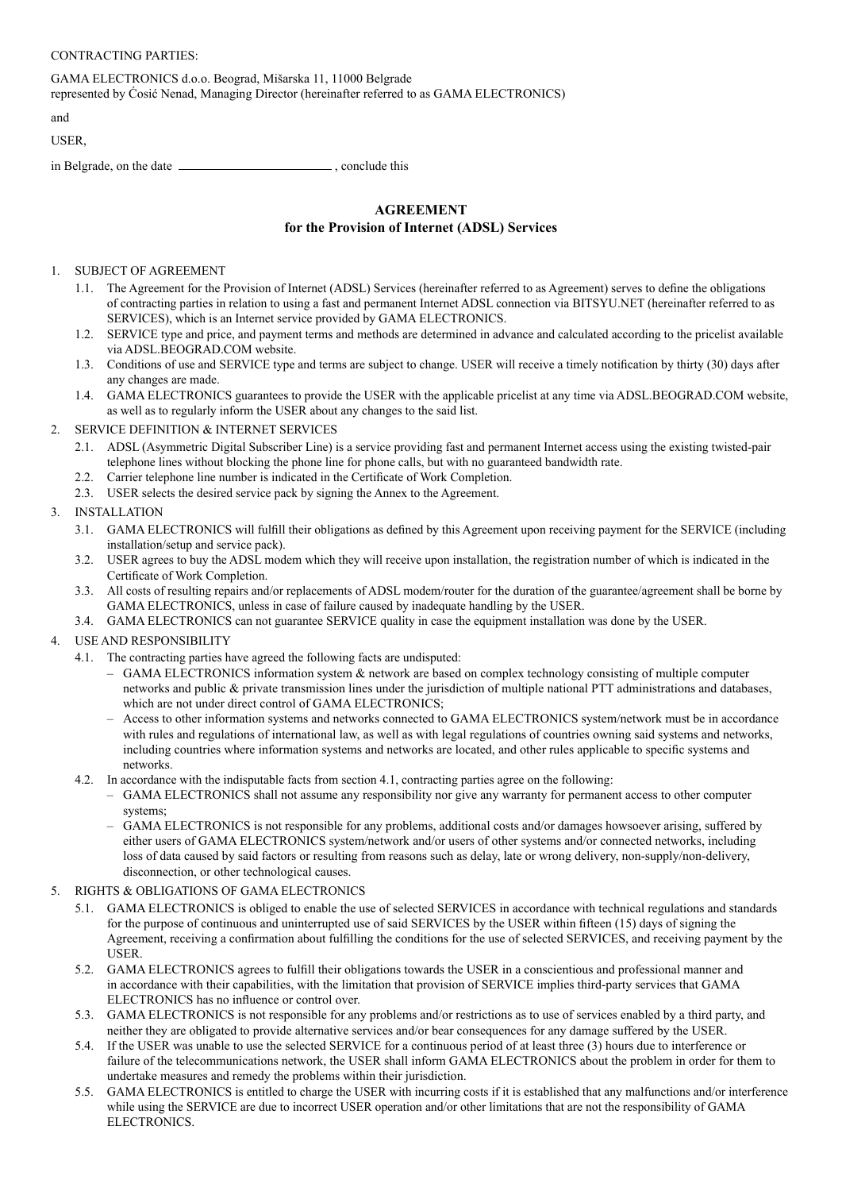CONTRACTING PARTIES:

GAMA ELECTRONICS d.o.o. Beograd, Mišarska 11, 11000 Belgrade
represented by Ćosić Nenad, Managing Director (hereinafter referred to as GAMA ELECTRONICS)

and

USER,

in Belgrade, on the date ________________________ , conclude this

**AGREEMENT**
**for the Provision of Internet (ADSL) Services**

1. SUBJECT OF AGREEMENT
   - 1.1. The Agreement for the Provision of Internet (ADSL) Services (hereinafter referred to as Agreement) serves to define the obligations of contracting parties in relation to using a fast and permanent Internet ADSL connection via BITSYU.NET (hereinafter referred to as SERVICES), which is an Internet service provided by GAMA ELECTRONICS.
   - 1.2. SERVICE type and price, and payment terms and methods are determined in advance and calculated according to the pricelist available via ADSL.BEOGRAD.COM website.
   - 1.3. Conditions of use and SERVICE type and terms are subject to change. USER will receive a timely notification by thirty (30) days after any changes are made.
   - 1.4. GAMA ELECTRONICS guarantees to provide the USER with the applicable pricelist at any time via ADSL.BEOGRAD.COM website, as well as to regularly inform the USER about any changes to the said list.
2. SERVICE DEFINITION & INTERNET SERVICES
   - 2.1. ADSL (Asymmetric Digital Subscriber Line) is a service providing fast and permanent Internet access using the existing twisted-pair telephone lines without blocking the phone line for phone calls, but with no guaranteed bandwidth rate.
   - 2.2. Carrier telephone line number is indicated in the Certificate of Work Completion.
   - 2.3. USER selects the desired service pack by signing the Annex to the Agreement.
3. INSTALLATION
   - 3.1. GAMA ELECTRONICS will fulfill their obligations as defined by this Agreement upon receiving payment for the SERVICE (including installation/setup and service pack).
   - 3.2. USER agrees to buy the ADSL modem which they will receive upon installation, the registration number of which is indicated in the Certificate of Work Completion.
   - 3.3. All costs of resulting repairs and/or replacements of ADSL modem/router for the duration of the guarantee/agreement shall be borne by GAMA ELECTRONICS, unless in case of failure caused by inadequate handling by the USER.
   - 3.4. GAMA ELECTRONICS can not guarantee SERVICE quality in case the equipment installation was done by the USER.
4. USE AND RESPONSIBILITY
   - 4.1. The contracting parties have agreed the following facts are undisputed:
     - GAMA ELECTRONICS information system & network are based on complex technology consisting of multiple computer networks and public & private transmission lines under the jurisdiction of multiple national PTT administrations and databases, which are not under direct control of GAMA ELECTRONICS;
     - Access to other information systems and networks connected to GAMA ELECTRONICS system/network must be in accordance with rules and regulations of international law, as well as with legal regulations of countries owning said systems and networks, including countries where information systems and networks are located, and other rules applicable to specific systems and networks.
   - 4.2. In accordance with the indisputable facts from section 4.1, contracting parties agree on the following:
     - GAMA ELECTRONICS shall not assume any responsibility nor give any warranty for permanent access to other computer systems;
     - GAMA ELECTRONICS is not responsible for any problems, additional costs and/or damages howsoever arising, suffered by either users of GAMA ELECTRONICS system/network and/or users of other systems and/or connected networks, including loss of data caused by said factors or resulting from reasons such as delay, late or wrong delivery, non-supply/non-delivery, disconnection, or other technological causes.
5. RIGHTS & OBLIGATIONS OF GAMA ELECTRONICS
   - 5.1. GAMA ELECTRONICS is obliged to enable the use of selected SERVICES in accordance with technical regulations and standards for the purpose of continuous and uninterrupted use of said SERVICES by the USER within fifteen (15) days of signing the Agreement, receiving a confirmation about fulfilling the conditions for the use of selected SERVICES, and receiving payment by the USER.
   - 5.2. GAMA ELECTRONICS agrees to fulfill their obligations towards the USER in a conscientious and professional manner and in accordance with their capabilities, with the limitation that provision of SERVICE implies third-party services that GAMA ELECTRONICS has no influence or control over.
   - 5.3. GAMA ELECTRONICS is not responsible for any problems and/or restrictions as to use of services enabled by a third party, and neither they are obligated to provide alternative services and/or bear consequences for any damage suffered by the USER.
   - 5.4. If the USER was unable to use the selected SERVICE for a continuous period of at least three (3) hours due to interference or failure of the telecommunications network, the USER shall inform GAMA ELECTRONICS about the problem in order for them to undertake measures and remedy the problems within their jurisdiction.
   - 5.5. GAMA ELECTRONICS is entitled to charge the USER with incurring costs if it is established that any malfunctions and/or interference while using the SERVICE are due to incorrect USER operation and/or other limitations that are not the responsibility of GAMA ELECTRONICS.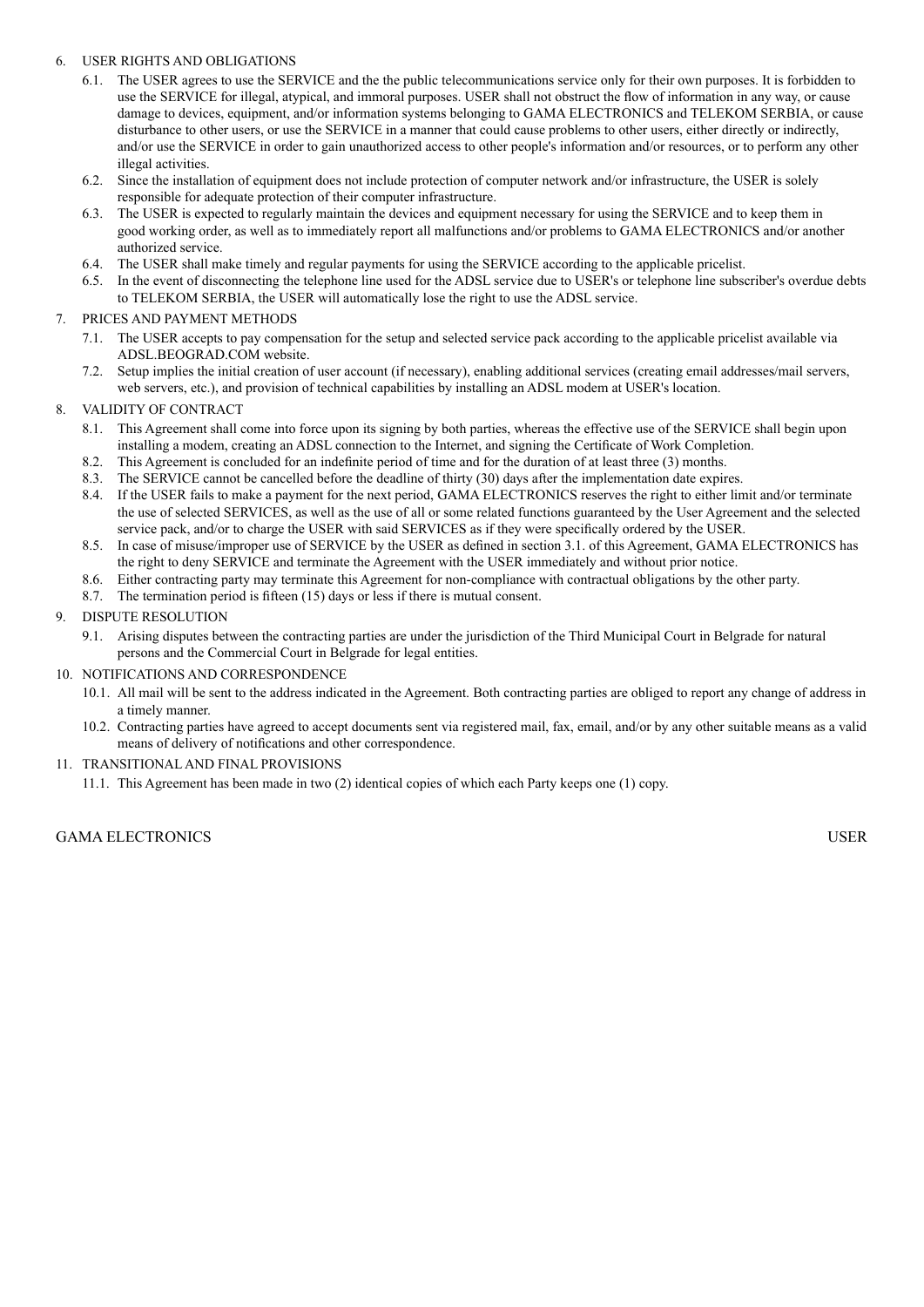6. USER RIGHTS AND OBLIGATIONS
    6.1. The USER agrees to use the SERVICE and the the public telecommunications service only for their own purposes. It is forbidden to use the SERVICE for illegal, atypical, and immoral purposes. USER shall not obstruct the flow of information in any way, or cause damage to devices, equipment, and/or information systems belonging to GAMA ELECTRONICS and TELEKOM SERBIA, or cause disturbance to other users, or use the SERVICE in a manner that could cause problems to other users, either directly or indirectly, and/or use the SERVICE in order to gain unauthorized access to other people's information and/or resources, or to perform any other illegal activities.
    6.2. Since the installation of equipment does not include protection of computer network and/or infrastructure, the USER is solely responsible for adequate protection of their computer infrastructure.
    6.3. The USER is expected to regularly maintain the devices and equipment necessary for using the SERVICE and to keep them in good working order, as well as to immediately report all malfunctions and/or problems to GAMA ELECTRONICS and/or another authorized service.
    6.4. The USER shall make timely and regular payments for using the SERVICE according to the applicable pricelist.
    6.5. In the event of disconnecting the telephone line used for the ADSL service due to USER's or telephone line subscriber's overdue debts to TELEKOM SERBIA, the USER will automatically lose the right to use the ADSL service.
7. PRICES AND PAYMENT METHODS
    7.1. The USER accepts to pay compensation for the setup and selected service pack according to the applicable pricelist available via ADSL.BEOGRAD.COM website.
    7.2. Setup implies the initial creation of user account (if necessary), enabling additional services (creating email addresses/mail servers, web servers, etc.), and provision of technical capabilities by installing an ADSL modem at USER's location.
8. VALIDITY OF CONTRACT
    8.1. This Agreement shall come into force upon its signing by both parties, whereas the effective use of the SERVICE shall begin upon installing a modem, creating an ADSL connection to the Internet, and signing the Certificate of Work Completion.
    8.2. This Agreement is concluded for an indefinite period of time and for the duration of at least three (3) months.
    8.3. The SERVICE cannot be cancelled before the deadline of thirty (30) days after the implementation date expires.
    8.4. If the USER fails to make a payment for the next period, GAMA ELECTRONICS reserves the right to either limit and/or terminate the use of selected SERVICES, as well as the use of all or some related functions guaranteed by the User Agreement and the selected service pack, and/or to charge the USER with said SERVICES as if they were specifically ordered by the USER.
    8.5. In case of misuse/improper use of SERVICE by the USER as defined in section 3.1. of this Agreement, GAMA ELECTRONICS has the right to deny SERVICE and terminate the Agreement with the USER immediately and without prior notice.
    8.6. Either contracting party may terminate this Agreement for non-compliance with contractual obligations by the other party.
    8.7. The termination period is fifteen (15) days or less if there is mutual consent.
9. DISPUTE RESOLUTION
    9.1. Arising disputes between the contracting parties are under the jurisdiction of the Third Municipal Court in Belgrade for natural persons and the Commercial Court in Belgrade for legal entities.
10. NOTIFICATIONS AND CORRESPONDENCE
    10.1. All mail will be sent to the address indicated in the Agreement. Both contracting parties are obliged to report any change of address in a timely manner.
    10.2. Contracting parties have agreed to accept documents sent via registered mail, fax, email, and/or by any other suitable means as a valid means of delivery of notifications and other correspondence.
11. TRANSITIONAL AND FINAL PROVISIONS
    11.1. This Agreement has been made in two (2) identical copies of which each Party keeps one (1) copy.

GAMA ELECTRONICS                                                                                                    USER